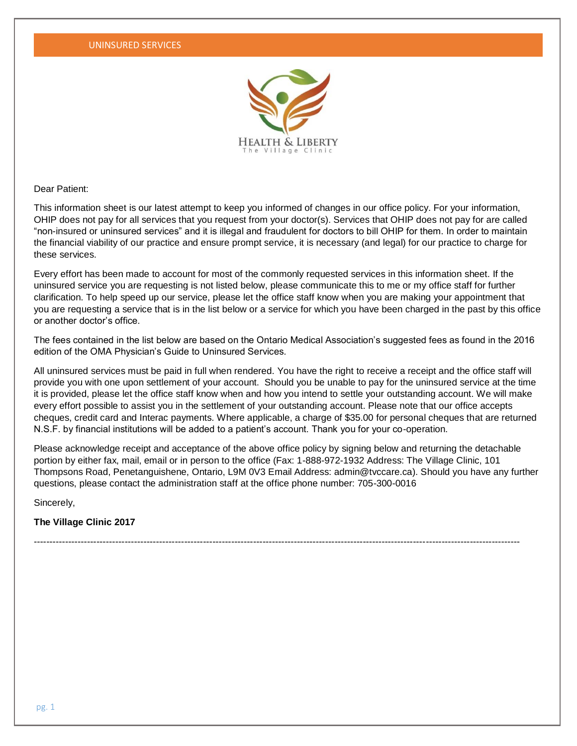UNINSURED SERVICES

HEALTH & LIBERTY
The Village Clinic

Dear Patient:

This information sheet is our latest attempt to keep you informed of changes in our office policy. For your information, OHIP does not pay for all services that you request from your doctor(s). Services that OHIP does not pay for are called "non-insured or uninsured services" and it is illegal and fraudulent for doctors to bill OHIP for them. In order to maintain the financial viability of our practice and ensure prompt service, it is necessary (and legal) for our practice to charge for these services.

Every effort has been made to account for most of the commonly requested services in this information sheet. If the uninsured service you are requesting is not listed below, please communicate this to me or my office staff for further clarification. To help speed up our service, please let the office staff know when you are making your appointment that you are requesting a service that is in the list below or a service for which you have been charged in the past by this office or another doctor's office.

The fees contained in the list below are based on the Ontario Medical Association's suggested fees as found in the 2016 edition of the OMA Physician's Guide to Uninsured Services.

All uninsured services must be paid in full when rendered. You have the right to receive a receipt and the office staff will provide you with one upon settlement of your account. Should you be unable to pay for the uninsured service at the time it is provided, please let the office staff know when and how you intend to settle your outstanding account. We will make every effort possible to assist you in the settlement of your outstanding account. Please note that our office accepts cheques, credit card and Interac payments. Where applicable, a charge of $35.00 for personal cheques that are returned N.S.F. by financial institutions will be added to a patient's account. Thank you for your co-operation.

Please acknowledge receipt and acceptance of the above office policy by signing below and returning the detachable portion by either fax, mail, email or in person to the office (Fax: 1-888-972-1932 Address: The Village Clinic, 101 Thompsons Road, Penetanguishene, Ontario, L9M 0V3 Email Address: admin@tvccare.ca). Should you have any further questions, please contact the administration staff at the office phone number: 705-300-0016

Sincerely,

**The Village Clinic 2017**

---------------------------------------------------------------------------------------------------------------------------------------------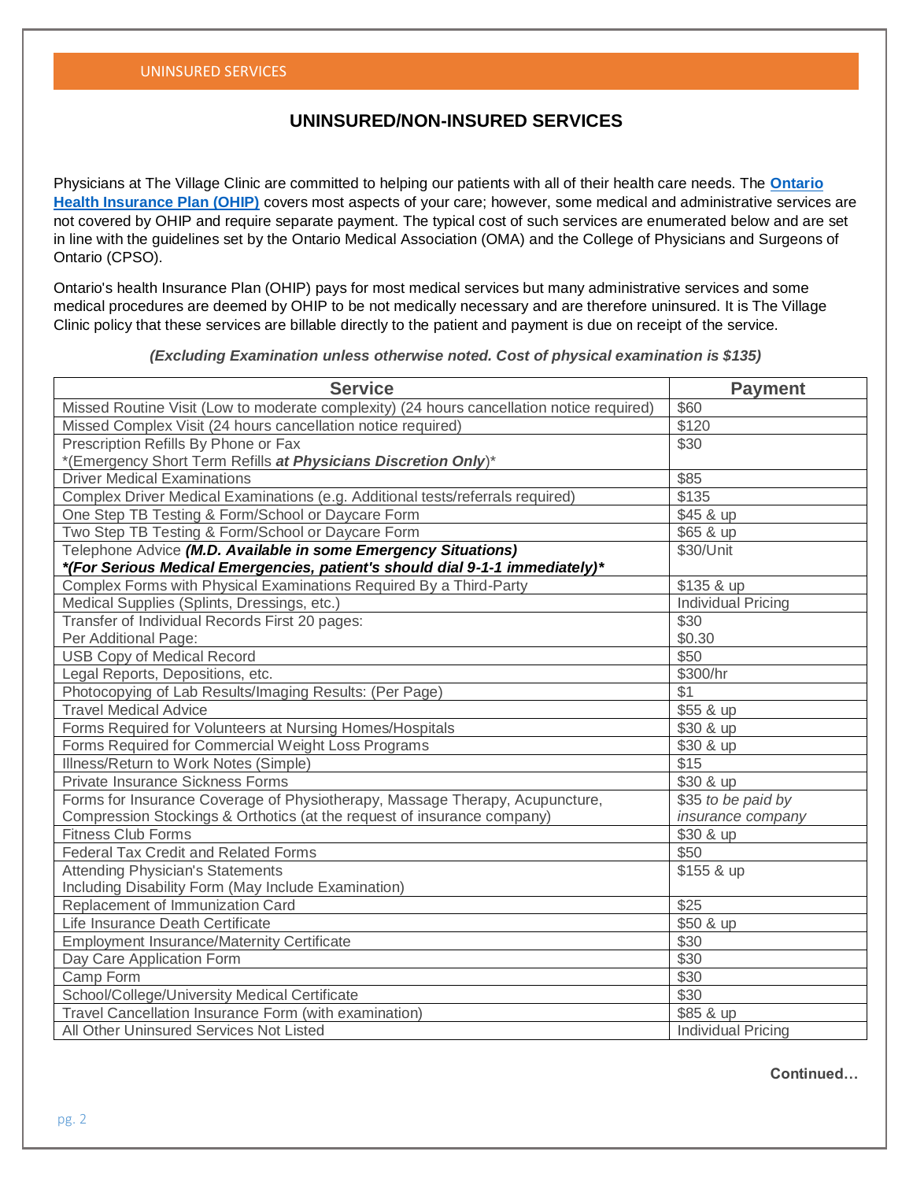# UNINSURED/NON-INSURED SERVICES

Physicians at The Village Clinic are committed to helping our patients with all of their health care needs. The **[Ontario Health Insurance Plan (OHIP)](#)** covers most aspects of your care; however, some medical and administrative services are not covered by OHIP and require separate payment. The typical cost of such services are enumerated below and are set in line with the guidelines set by the Ontario Medical Association (OMA) and the College of Physicians and Surgeons of Ontario (CPSO).

Ontario's health Insurance Plan (OHIP) pays for most medical services but many administrative services and some medical procedures are deemed by OHIP to be not medically necessary and are therefore uninsured. It is The Village Clinic policy that these services are billable directly to the patient and payment is due on receipt of the service.

***(Excluding Examination unless otherwise noted. Cost of physical examination is $135)***

| Service | Payment |
|---|---|
| Missed Routine Visit (Low to moderate complexity) (24 hours cancellation notice required) | $60 |
| Missed Complex Visit (24 hours cancellation notice required) | $120 |
| Prescription Refills By Phone or Fax<br>*(Emergency Short Term Refills ***at Physicians Discretion Only***)* | $30 |
| Driver Medical Examinations | $85 |
| Complex Driver Medical Examinations (e.g. Additional tests/referrals required) | $135 |
| One Step TB Testing & Form/School or Daycare Form | $45 & up |
| Two Step TB Testing & Form/School or Daycare Form | $65 & up |
| Telephone Advice ***(M.D. Available in some Emergency Situations)***<br>***\*(For Serious Medical Emergencies, patient's should dial 9-1-1 immediately)\**** | $30/Unit |
| Complex Forms with Physical Examinations Required By a Third-Party | $135 & up |
| Medical Supplies (Splints, Dressings, etc.) | Individual Pricing |
| Transfer of Individual Records First 20 pages:<br>Per Additional Page: | $30<br>$0.30 |
| USB Copy of Medical Record | $50 |
| Legal Reports, Depositions, etc. | $300/hr |
| Photocopying of Lab Results/Imaging Results: (Per Page) | $1 |
| Travel Medical Advice | $55 & up |
| Forms Required for Volunteers at Nursing Homes/Hospitals | $30 & up |
| Forms Required for Commercial Weight Loss Programs | $30 & up |
| Illness/Return to Work Notes (Simple) | $15 |
| Private Insurance Sickness Forms | $30 & up |
| Forms for Insurance Coverage of Physiotherapy, Massage Therapy, Acupuncture, Compression Stockings & Orthotics (at the request of insurance company) | $35 *to be paid by insurance company* |
| Fitness Club Forms | $30 & up |
| Federal Tax Credit and Related Forms | $50 |
| Attending Physician's Statements<br>Including Disability Form (May Include Examination) | $155 & up |
| Replacement of Immunization Card | $25 |
| Life Insurance Death Certificate | $50 & up |
| Employment Insurance/Maternity Certificate | $30 |
| Day Care Application Form | $30 |
| Camp Form | $30 |
| School/College/University Medical Certificate | $30 |
| Travel Cancellation Insurance Form (with examination) | $85 & up |
| All Other Uninsured Services Not Listed | Individual Pricing |

**Continued…**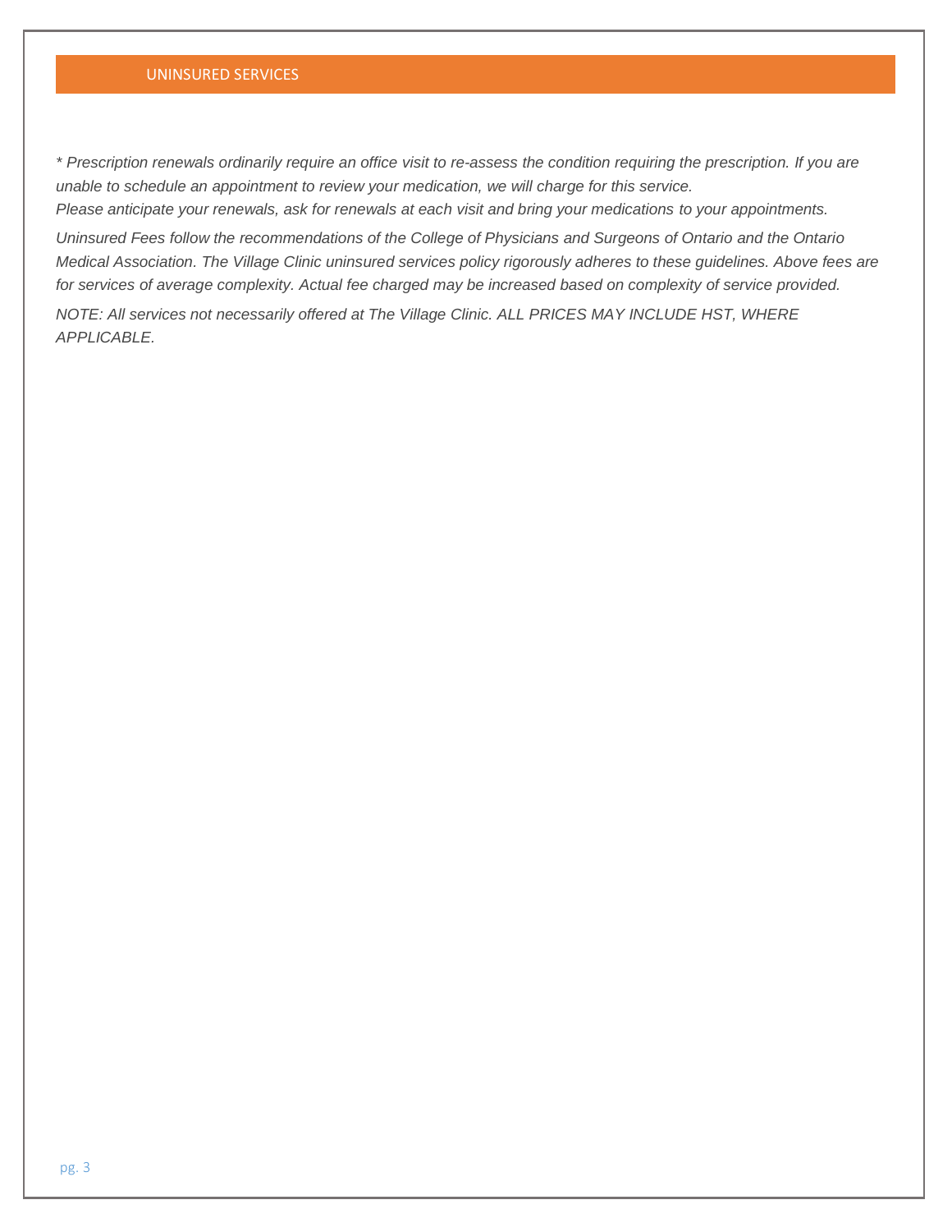*\* Prescription renewals ordinarily require an office visit to re-assess the condition requiring the prescription. If you are unable to schedule an appointment to review your medication, we will charge for this service.*
*Please anticipate your renewals, ask for renewals at each visit and bring your medications to your appointments.*

*Uninsured Fees follow the recommendations of the College of Physicians and Surgeons of Ontario and the Ontario Medical Association. The Village Clinic uninsured services policy rigorously adheres to these guidelines. Above fees are for services of average complexity. Actual fee charged may be increased based on complexity of service provided.*

*NOTE: All services not necessarily offered at The Village Clinic. ALL PRICES MAY INCLUDE HST, WHERE APPLICABLE.*